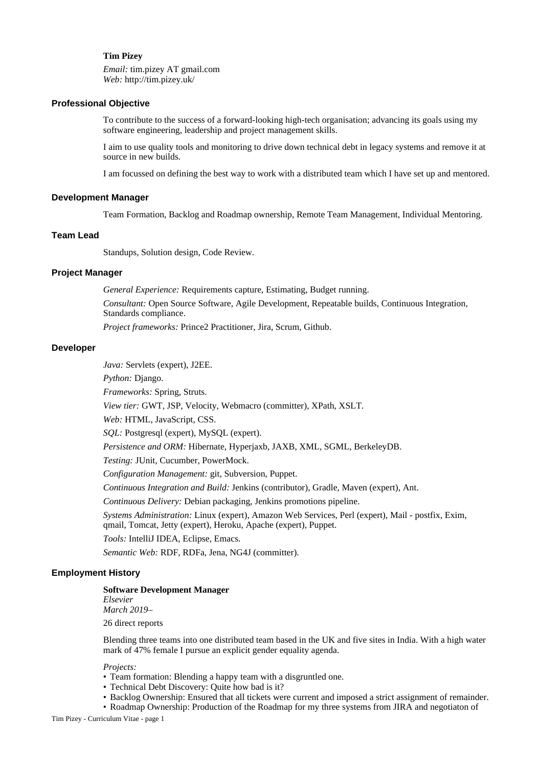**Tim Pizey**

*Email:* tim.pizey AT gmail.com
*Web:* http://tim.pizey.uk/

## Professional Objective

To contribute to the success of a forward-looking high-tech organisation; advancing its goals using my software engineering, leadership and project management skills.

I aim to use quality tools and monitoring to drive down technical debt in legacy systems and remove it at source in new builds.

I am focussed on defining the best way to work with a distributed team which I have set up and mentored.

## Development Manager

Team Formation, Backlog and Roadmap ownership, Remote Team Management, Individual Mentoring.

## Team Lead

Standups, Solution design, Code Review.

## Project Manager

*General Experience:* Requirements capture, Estimating, Budget running.

*Consultant:* Open Source Software, Agile Development, Repeatable builds, Continuous Integration, Standards compliance.

*Project frameworks:* Prince2 Practitioner, Jira, Scrum, Github.

## Developer

*Java:* Servlets (expert), J2EE.

*Python:* Django.

*Frameworks:* Spring, Struts.

*View tier:* GWT, JSP, Velocity, Webmacro (committer), XPath, XSLT.

*Web:* HTML, JavaScript, CSS.

*SQL:* Postgresql (expert), MySQL (expert).

*Persistence and ORM:* Hibernate, Hyperjaxb, JAXB, XML, SGML, BerkeleyDB.

*Testing:* JUnit, Cucumber, PowerMock.

*Configuration Management:* git, Subversion, Puppet.

*Continuous Integration and Build:* Jenkins (contributor), Gradle, Maven (expert), Ant.

*Continuous Delivery:* Debian packaging, Jenkins promotions pipeline.

*Systems Administration:* Linux (expert), Amazon Web Services, Perl (expert), Mail - postfix, Exim, qmail, Tomcat, Jetty (expert), Heroku, Apache (expert), Puppet.

*Tools:* IntelliJ IDEA, Eclipse, Emacs.

*Semantic Web:* RDF, RDFa, Jena, NG4J (committer).

## Employment History

**Software Development Manager**
*Elsevier*
*March 2019–*

26 direct reports

Blending three teams into one distributed team based in the UK and five sites in India. With a high water mark of 47% female I pursue an explicit gender equality agenda.

*Projects:*

- Team formation: Blending a happy team with a disgruntled one.
- Technical Debt Discovery: Quite how bad is it?
- Backlog Ownership: Ensured that all tickets were current and imposed a strict assignment of remainder.
- Roadmap Ownership: Production of the Roadmap for my three systems from JIRA and negotiaton of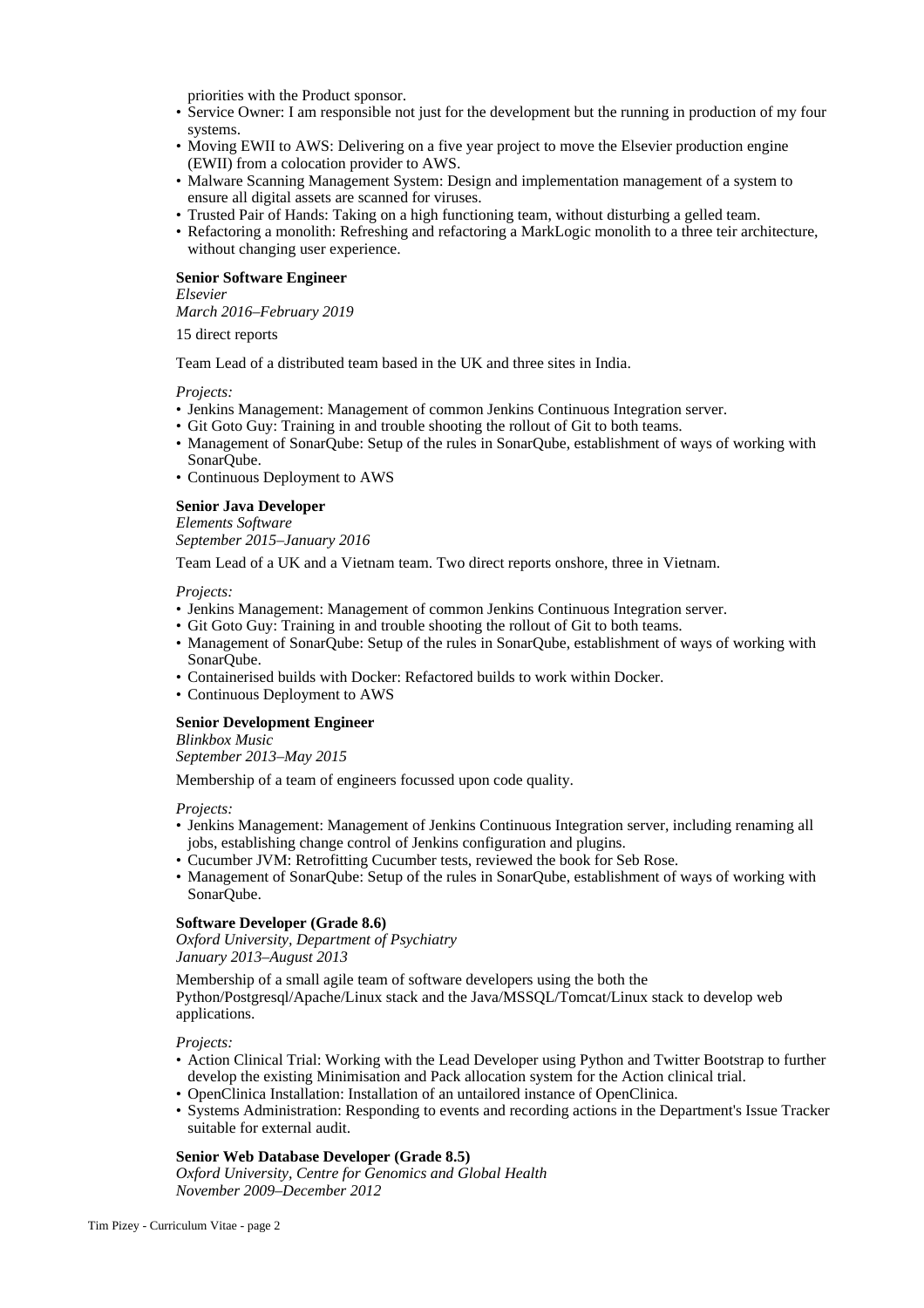priorities with the Product sponsor.

- Service Owner: I am responsible not just for the development but the running in production of my four systems.
- Moving EWII to AWS: Delivering on a five year project to move the Elsevier production engine (EWII) from a colocation provider to AWS.
- Malware Scanning Management System: Design and implementation management of a system to ensure all digital assets are scanned for viruses.
- Trusted Pair of Hands: Taking on a high functioning team, without disturbing a gelled team.
- Refactoring a monolith: Refreshing and refactoring a MarkLogic monolith to a three teir architecture, without changing user experience.

**Senior Software Engineer**
*Elsevier*
*March 2016–February 2019*

15 direct reports

Team Lead of a distributed team based in the UK and three sites in India.

*Projects:*

- Jenkins Management: Management of common Jenkins Continuous Integration server.
- Git Goto Guy: Training in and trouble shooting the rollout of Git to both teams.
- Management of SonarQube: Setup of the rules in SonarQube, establishment of ways of working with SonarQube.
- Continuous Deployment to AWS

**Senior Java Developer**
*Elements Software*
*September 2015–January 2016*

Team Lead of a UK and a Vietnam team. Two direct reports onshore, three in Vietnam.

*Projects:*

- Jenkins Management: Management of common Jenkins Continuous Integration server.
- Git Goto Guy: Training in and trouble shooting the rollout of Git to both teams.
- Management of SonarQube: Setup of the rules in SonarQube, establishment of ways of working with SonarQube.
- Containerised builds with Docker: Refactored builds to work within Docker.
- Continuous Deployment to AWS

**Senior Development Engineer**
*Blinkbox Music*
*September 2013–May 2015*

Membership of a team of engineers focussed upon code quality.

*Projects:*

- Jenkins Management: Management of Jenkins Continuous Integration server, including renaming all jobs, establishing change control of Jenkins configuration and plugins.
- Cucumber JVM: Retrofitting Cucumber tests, reviewed the book for Seb Rose.
- Management of SonarQube: Setup of the rules in SonarQube, establishment of ways of working with SonarQube.

**Software Developer (Grade 8.6)**
*Oxford University, Department of Psychiatry*
*January 2013–August 2013*

Membership of a small agile team of software developers using the both the Python/Postgresql/Apache/Linux stack and the Java/MSSQL/Tomcat/Linux stack to develop web applications.

*Projects:*

- Action Clinical Trial: Working with the Lead Developer using Python and Twitter Bootstrap to further develop the existing Minimisation and Pack allocation system for the Action clinical trial.
- OpenClinica Installation: Installation of an untailored instance of OpenClinica.
- Systems Administration: Responding to events and recording actions in the Department's Issue Tracker suitable for external audit.

**Senior Web Database Developer (Grade 8.5)**
*Oxford University, Centre for Genomics and Global Health*
*November 2009–December 2012*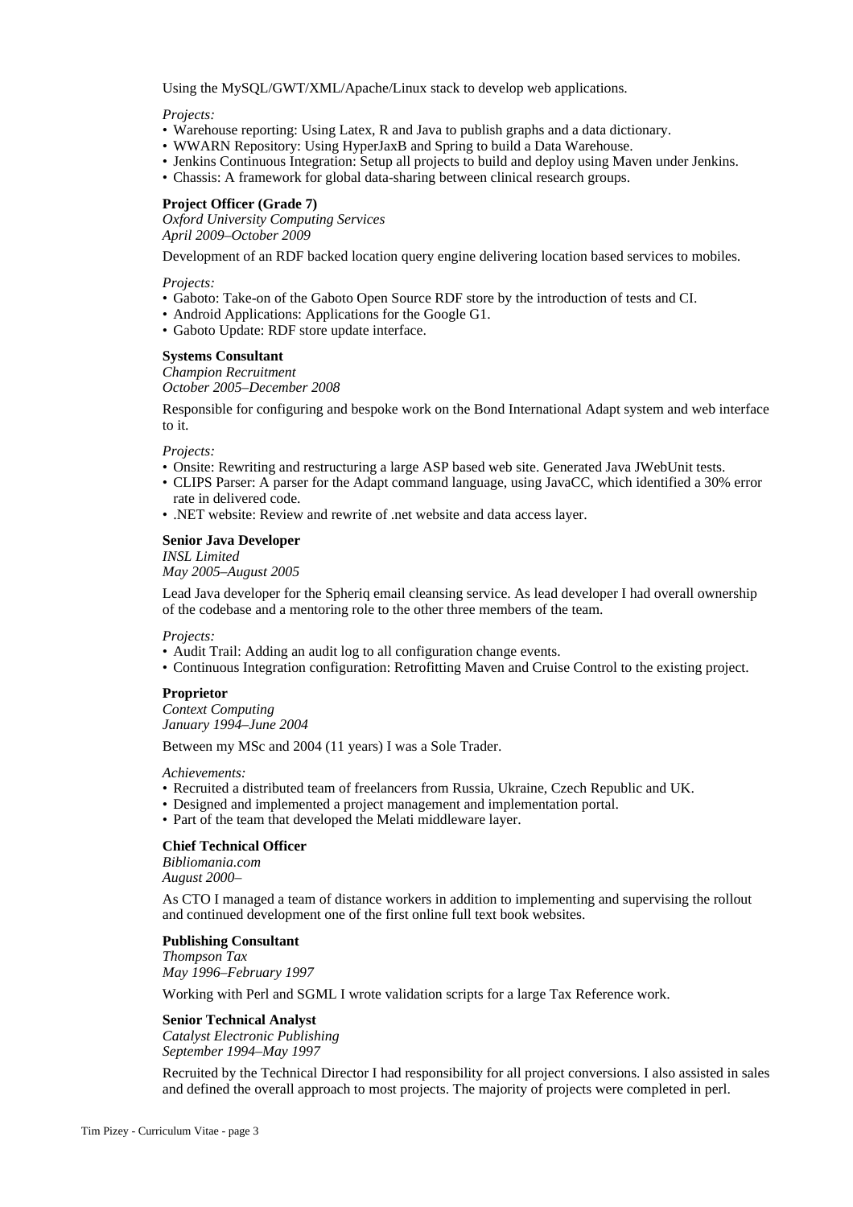Using the MySQL/GWT/XML/Apache/Linux stack to develop web applications.

*Projects:*

- Warehouse reporting: Using Latex, R and Java to publish graphs and a data dictionary.
- WWARN Repository: Using HyperJaxB and Spring to build a Data Warehouse.
- Jenkins Continuous Integration: Setup all projects to build and deploy using Maven under Jenkins.
- Chassis: A framework for global data-sharing between clinical research groups.

**Project Officer (Grade 7)**
*Oxford University Computing Services*
*April 2009–October 2009*

Development of an RDF backed location query engine delivering location based services to mobiles.

*Projects:*

- Gaboto: Take-on of the Gaboto Open Source RDF store by the introduction of tests and CI.
- Android Applications: Applications for the Google G1.
- Gaboto Update: RDF store update interface.

**Systems Consultant**
*Champion Recruitment*
*October 2005–December 2008*

Responsible for configuring and bespoke work on the Bond International Adapt system and web interface to it.

*Projects:*

- Onsite: Rewriting and restructuring a large ASP based web site. Generated Java JWebUnit tests.
- CLIPS Parser: A parser for the Adapt command language, using JavaCC, which identified a 30% error rate in delivered code.
- .NET website: Review and rewrite of .net website and data access layer.

**Senior Java Developer**
*INSL Limited*
*May 2005–August 2005*

Lead Java developer for the Spheriq email cleansing service. As lead developer I had overall ownership of the codebase and a mentoring role to the other three members of the team.

*Projects:*

- Audit Trail: Adding an audit log to all configuration change events.
- Continuous Integration configuration: Retrofitting Maven and Cruise Control to the existing project.

**Proprietor**
*Context Computing*
*January 1994–June 2004*

Between my MSc and 2004 (11 years) I was a Sole Trader.

*Achievements:*

- Recruited a distributed team of freelancers from Russia, Ukraine, Czech Republic and UK.
- Designed and implemented a project management and implementation portal.
- Part of the team that developed the Melati middleware layer.

**Chief Technical Officer**
*Bibliomania.com*
*August 2000–*

As CTO I managed a team of distance workers in addition to implementing and supervising the rollout and continued development one of the first online full text book websites.

**Publishing Consultant**
*Thompson Tax*
*May 1996–February 1997*

Working with Perl and SGML I wrote validation scripts for a large Tax Reference work.

**Senior Technical Analyst**
*Catalyst Electronic Publishing*
*September 1994–May 1997*

Recruited by the Technical Director I had responsibility for all project conversions. I also assisted in sales and defined the overall approach to most projects. The majority of projects were completed in perl.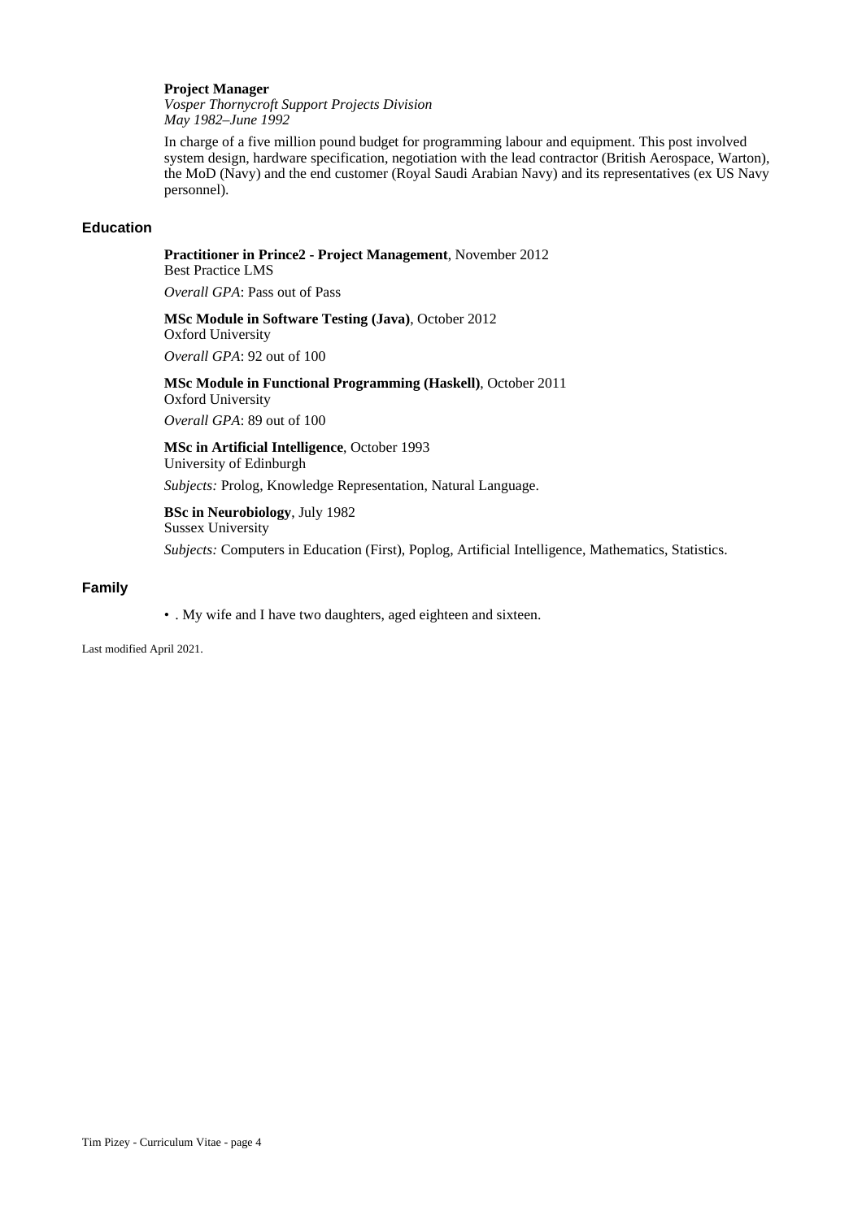**Project Manager**
*Vosper Thornycroft Support Projects Division*
*May 1982–June 1992*

In charge of a five million pound budget for programming labour and equipment. This post involved system design, hardware specification, negotiation with the lead contractor (British Aerospace, Warton), the MoD (Navy) and the end customer (Royal Saudi Arabian Navy) and its representatives (ex US Navy personnel).

## Education

**Practitioner in Prince2 - Project Management**, November 2012
Best Practice LMS

*Overall GPA*: Pass out of Pass

**MSc Module in Software Testing (Java)**, October 2012
Oxford University

*Overall GPA*: 92 out of 100

**MSc Module in Functional Programming (Haskell)**, October 2011
Oxford University

*Overall GPA*: 89 out of 100

**MSc in Artificial Intelligence**, October 1993
University of Edinburgh

*Subjects:* Prolog, Knowledge Representation, Natural Language.

**BSc in Neurobiology**, July 1982
Sussex University

*Subjects:* Computers in Education (First), Poplog, Artificial Intelligence, Mathematics, Statistics.

## Family

- . My wife and I have two daughters, aged eighteen and sixteen.

Last modified April 2021.